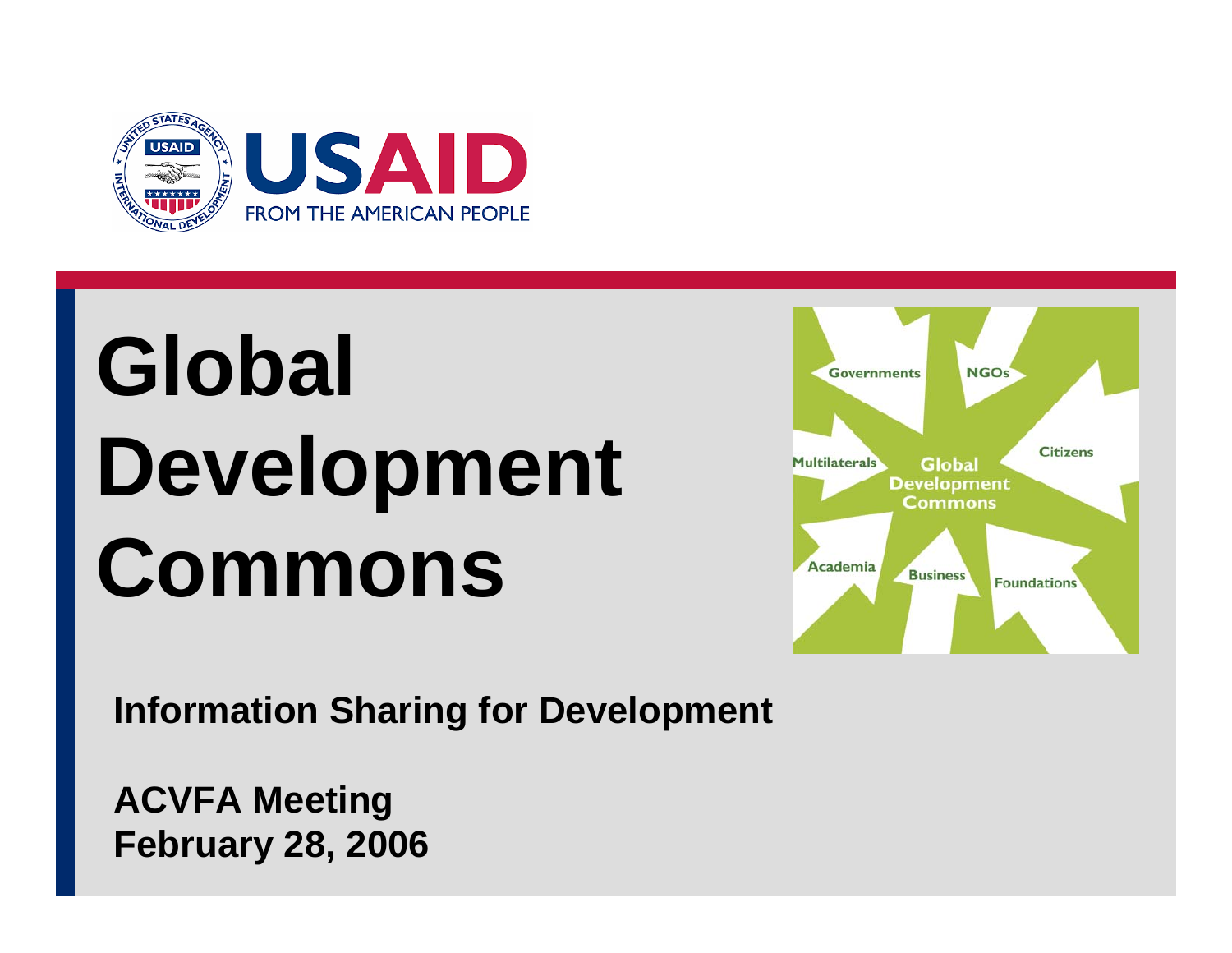USAID
FROM THE AMERICAN PEOPLE

# Global Development Commons

Governments
NGOs
Citizens
Multilaterals
Global Development Commons
Academia
Business
Foundations

**Information Sharing for Development**

**ACVFA Meeting**
**February 28, 2006**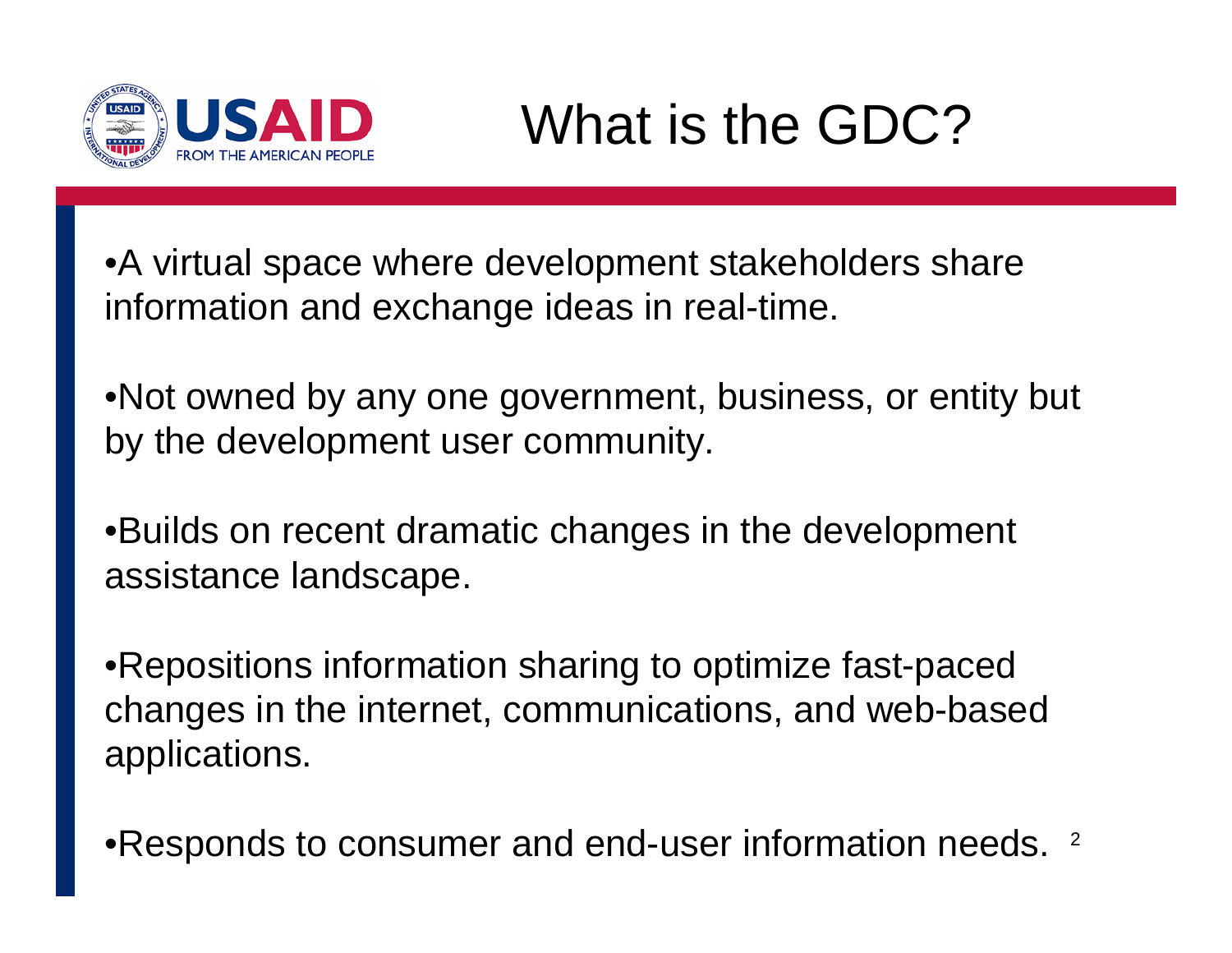# What is the GDC?

- A virtual space where development stakeholders share information and exchange ideas in real-time.

- Not owned by any one government, business, or entity but by the development user community.

- Builds on recent dramatic changes in the development assistance landscape.

- Repositions information sharing to optimize fast-paced changes in the internet, communications, and web-based applications.

- Responds to consumer and end-user information needs.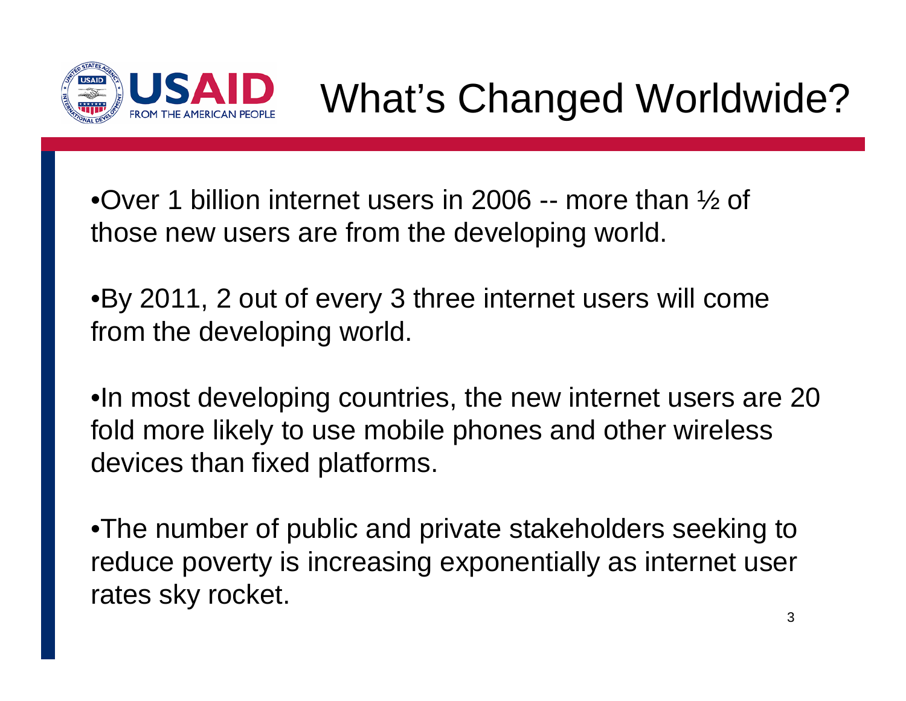# What's Changed Worldwide?

- Over 1 billion internet users in 2006 -- more than ½ of those new users are from the developing world.

- By 2011, 2 out of every 3 three internet users will come from the developing world.

- In most developing countries, the new internet users are 20 fold more likely to use mobile phones and other wireless devices than fixed platforms.

- The number of public and private stakeholders seeking to reduce poverty is increasing exponentially as internet user rates sky rocket.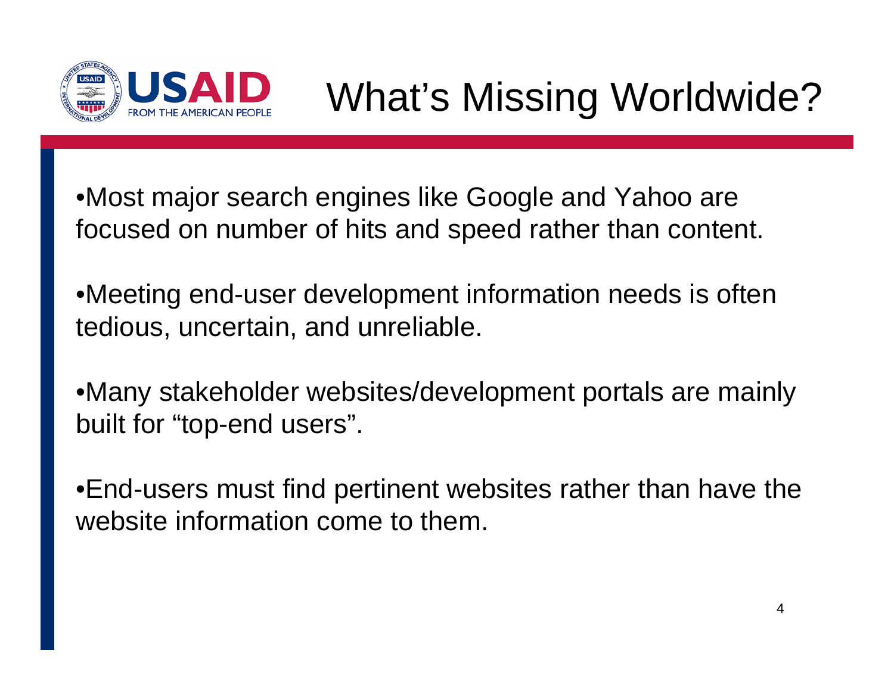# What's Missing Worldwide?

- Most major search engines like Google and Yahoo are focused on number of hits and speed rather than content.

- Meeting end-user development information needs is often tedious, uncertain, and unreliable.

- Many stakeholder websites/development portals are mainly built for "top-end users".

- End-users must find pertinent websites rather than have the website information come to them.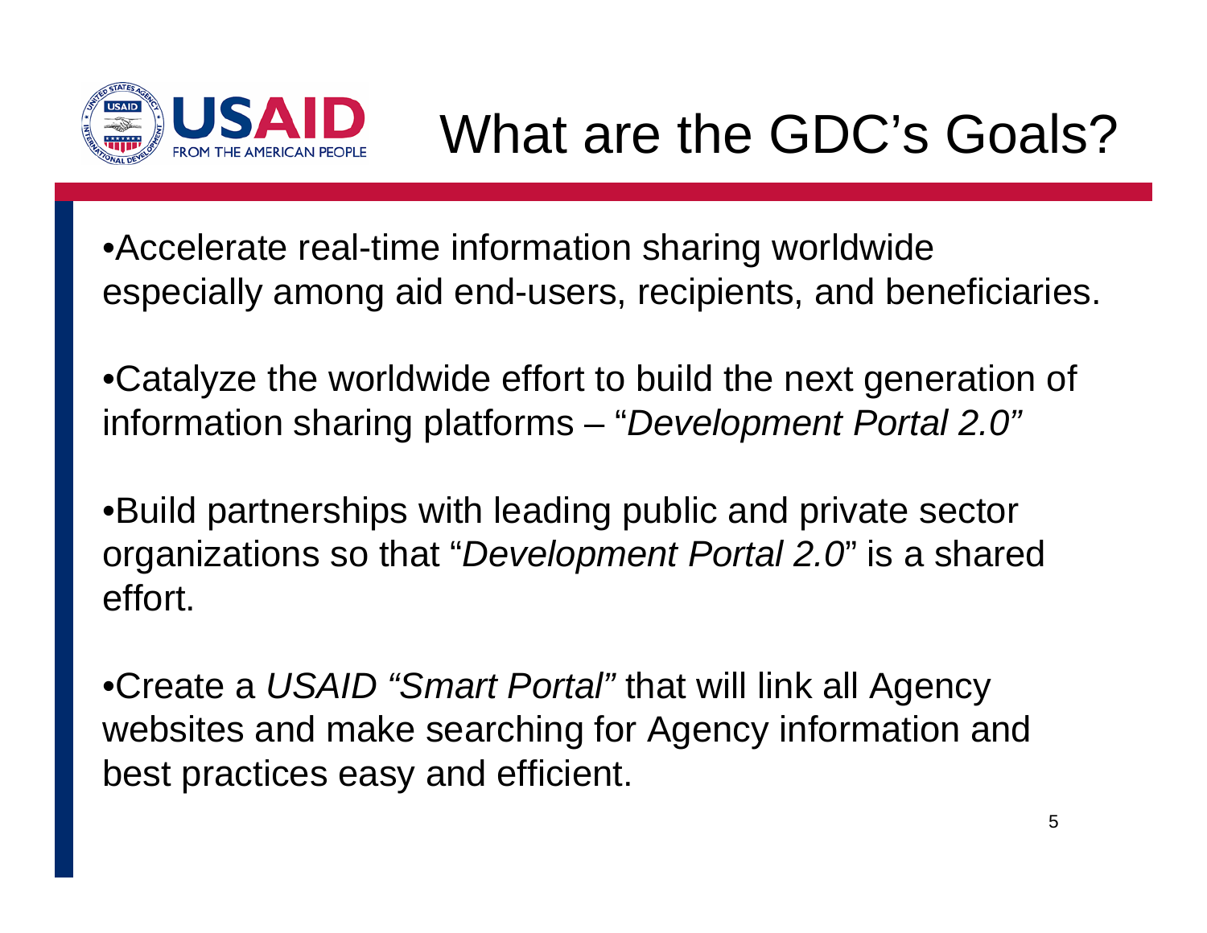# What are the GDC's Goals?

- Accelerate real-time information sharing worldwide especially among aid end-users, recipients, and beneficiaries.

- Catalyze the worldwide effort to build the next generation of information sharing platforms – "*Development Portal 2.0*"

- Build partnerships with leading public and private sector organizations so that "*Development Portal 2.0*" is a shared effort.

- Create a *USAID "Smart Portal"* that will link all Agency websites and make searching for Agency information and best practices easy and efficient.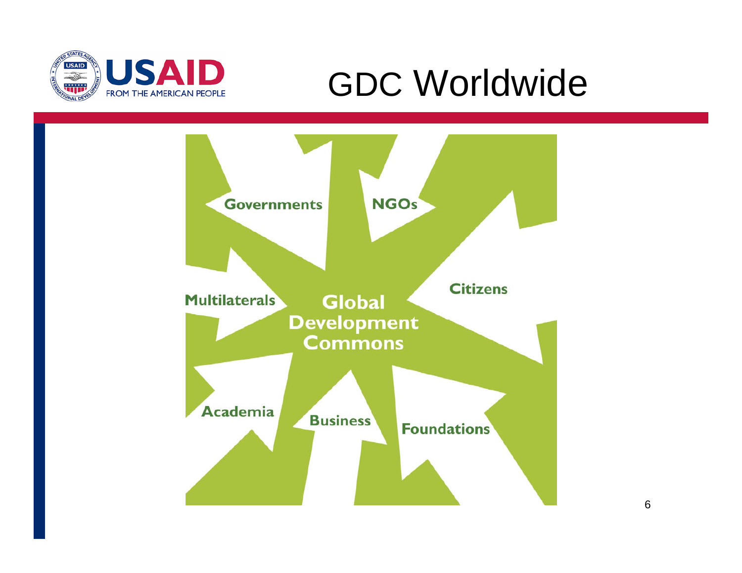# GDC Worldwide

Governments

NGOs

Multilaterals

Global Development Commons

Citizens

Academia

Business

Foundations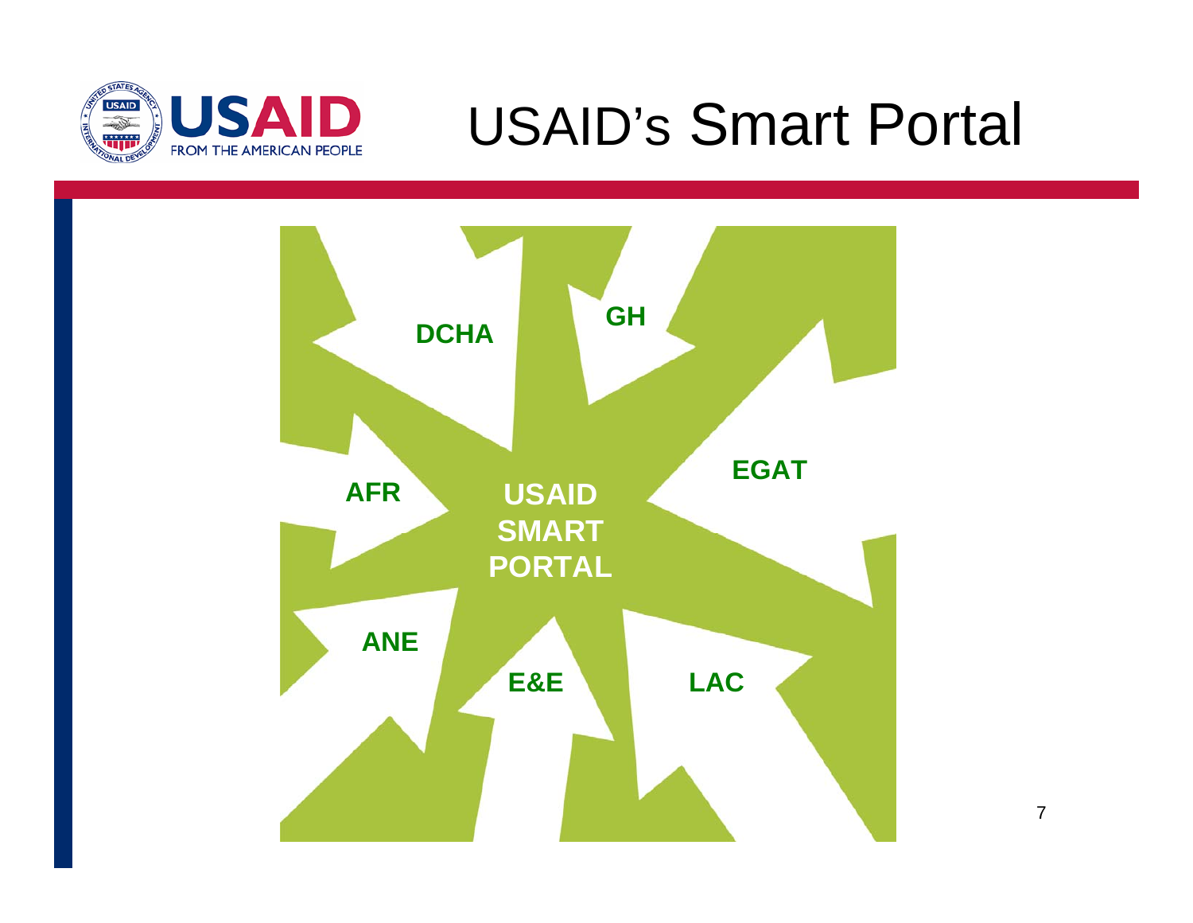# USAID's Smart Portal

USAID SMART PORTAL

DCHA

GH

EGAT

AFR

ANE

E&E

LAC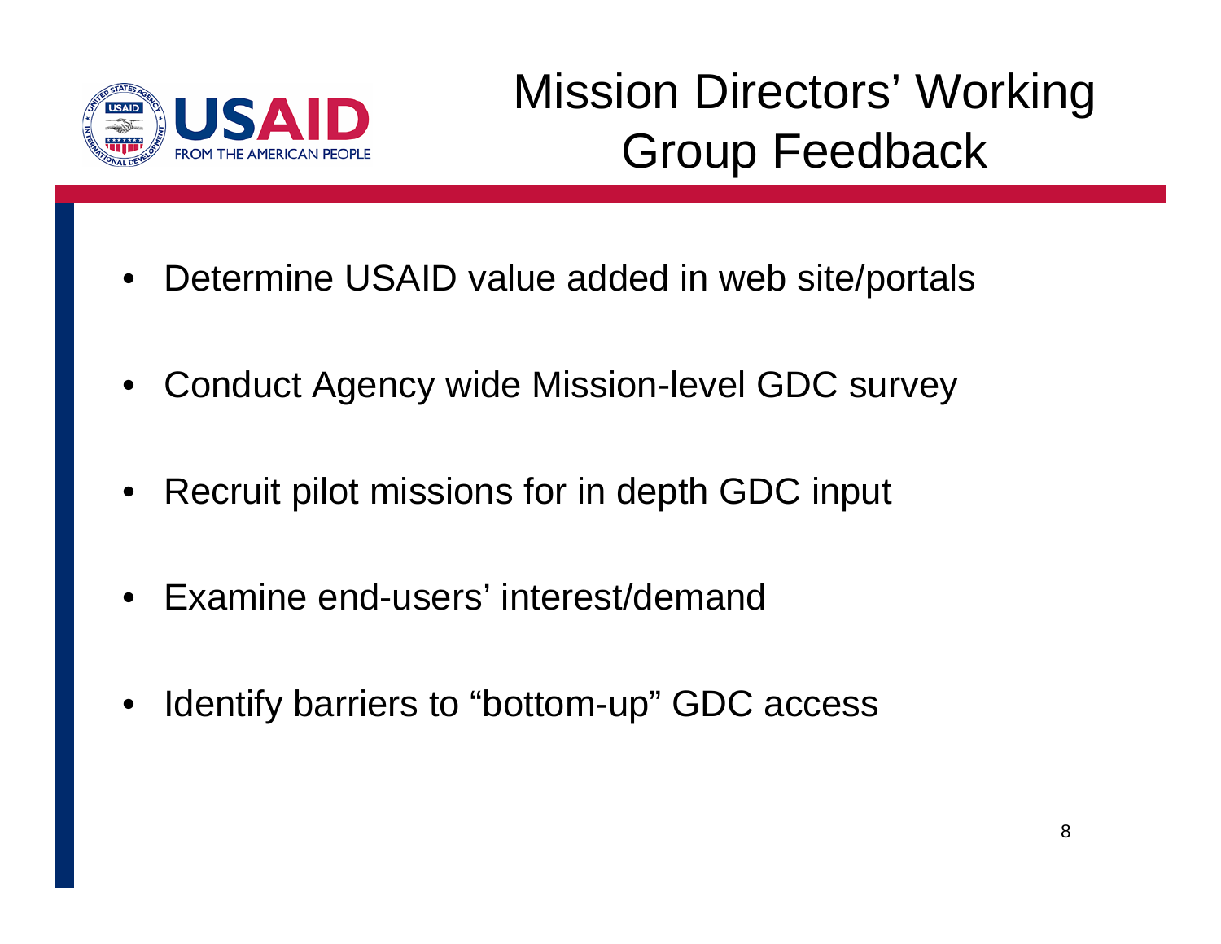# Mission Directors' Working Group Feedback

- Determine USAID value added in web site/portals
- Conduct Agency wide Mission-level GDC survey
- Recruit pilot missions for in depth GDC input
- Examine end-users' interest/demand
- Identify barriers to "bottom-up" GDC access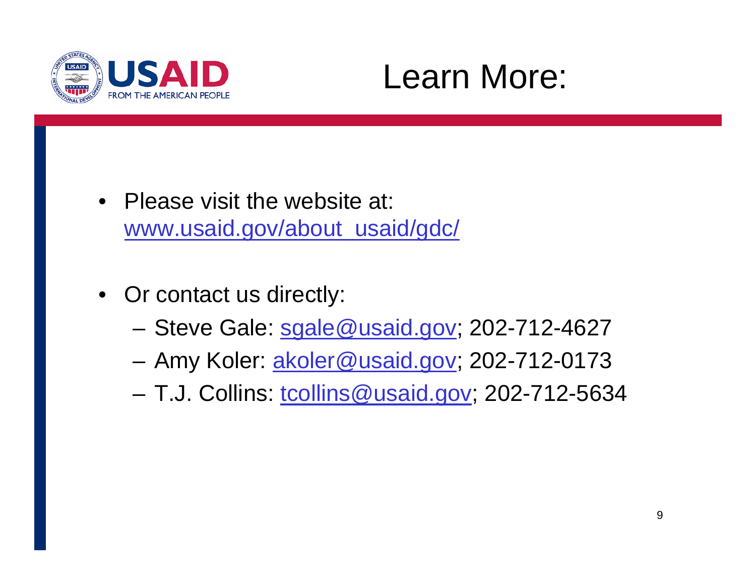# Learn More:

- Please visit the website at: www.usaid.gov/about_usaid/gdc/
- Or contact us directly:
  - Steve Gale: sgale@usaid.gov; 202-712-4627
  - Amy Koler: akoler@usaid.gov; 202-712-0173
  - T.J. Collins: tcollins@usaid.gov; 202-712-5634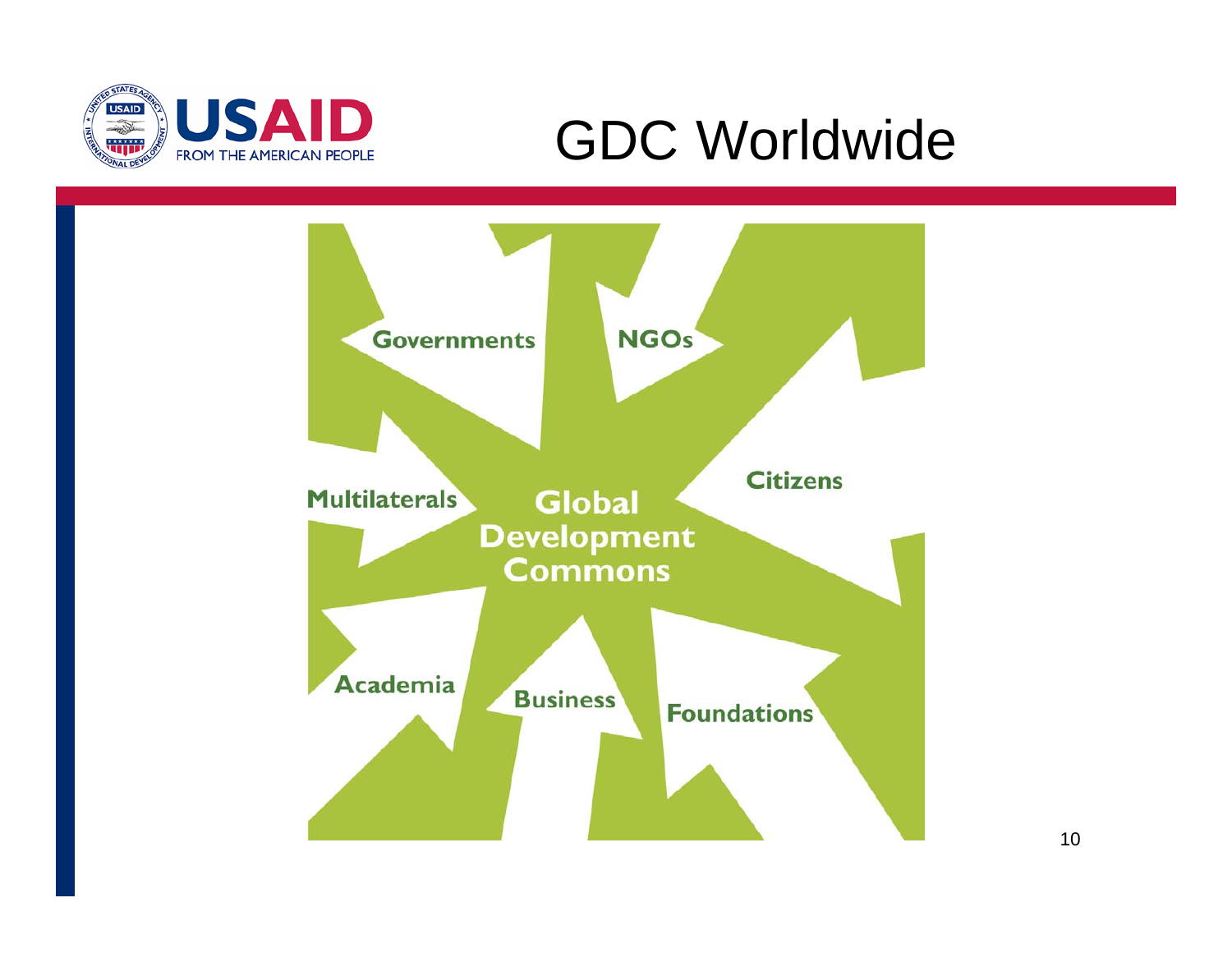# GDC Worldwide

Governments

NGOs

Citizens

Multilaterals

Global Development Commons

Academia

Business

Foundations